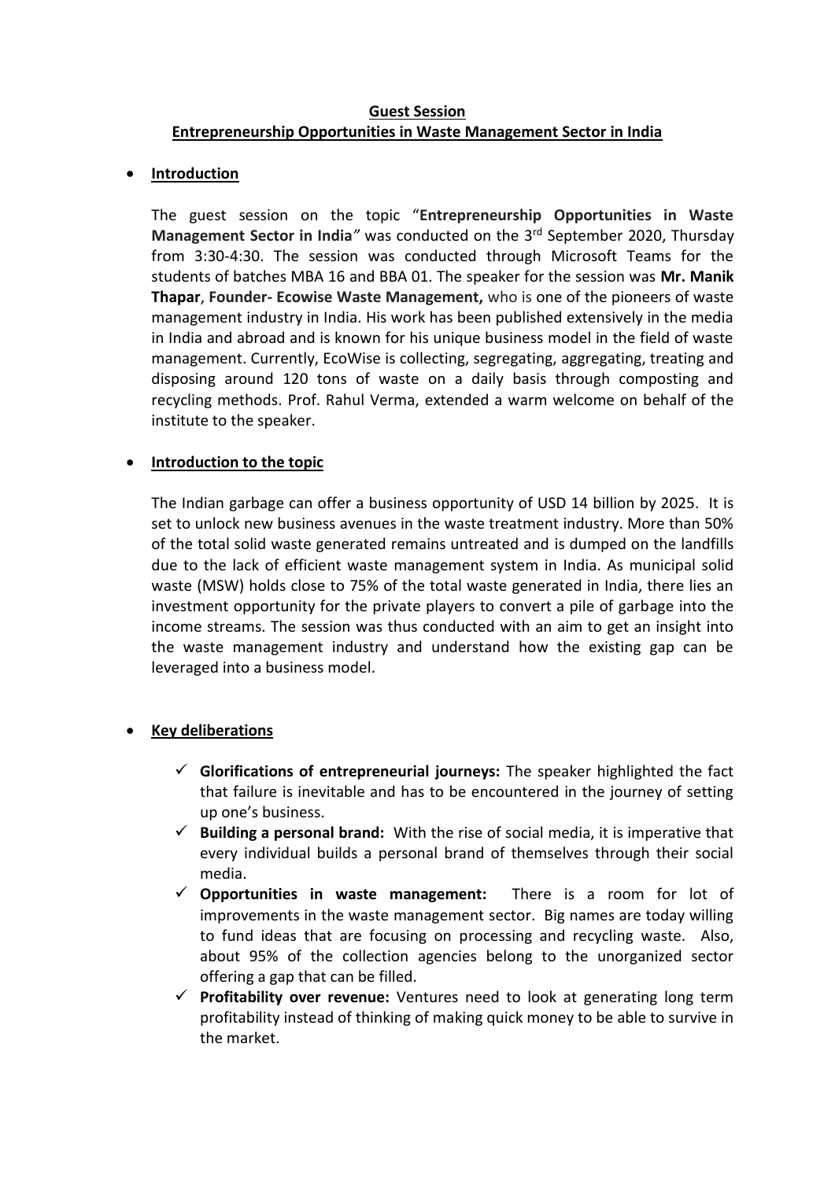# Guest Session
## Entrepreneurship Opportunities in Waste Management Sector in India

- **Introduction**

  The guest session on the topic "**Entrepreneurship Opportunities in Waste Management Sector in India**" was conducted on the 3rd September 2020, Thursday from 3:30-4:30. The session was conducted through Microsoft Teams for the students of batches MBA 16 and BBA 01. The speaker for the session was **Mr. Manik Thapar**, **Founder- Ecowise Waste Management,** who is one of the pioneers of waste management industry in India. His work has been published extensively in the media in India and abroad and is known for his unique business model in the field of waste management. Currently, EcoWise is collecting, segregating, aggregating, treating and disposing around 120 tons of waste on a daily basis through composting and recycling methods. Prof. Rahul Verma, extended a warm welcome on behalf of the institute to the speaker.

- **Introduction to the topic**

  The Indian garbage can offer a business opportunity of USD 14 billion by 2025. It is set to unlock new business avenues in the waste treatment industry. More than 50% of the total solid waste generated remains untreated and is dumped on the landfills due to the lack of efficient waste management system in India. As municipal solid waste (MSW) holds close to 75% of the total waste generated in India, there lies an investment opportunity for the private players to convert a pile of garbage into the income streams. The session was thus conducted with an aim to get an insight into the waste management industry and understand how the existing gap can be leveraged into a business model.

- **Key deliberations**

  - ✓ **Glorifications of entrepreneurial journeys:** The speaker highlighted the fact that failure is inevitable and has to be encountered in the journey of setting up one's business.
  - ✓ **Building a personal brand:** With the rise of social media, it is imperative that every individual builds a personal brand of themselves through their social media.
  - ✓ **Opportunities in waste management:** There is a room for lot of improvements in the waste management sector. Big names are today willing to fund ideas that are focusing on processing and recycling waste. Also, about 95% of the collection agencies belong to the unorganized sector offering a gap that can be filled.
  - ✓ **Profitability over revenue:** Ventures need to look at generating long term profitability instead of thinking of making quick money to be able to survive in the market.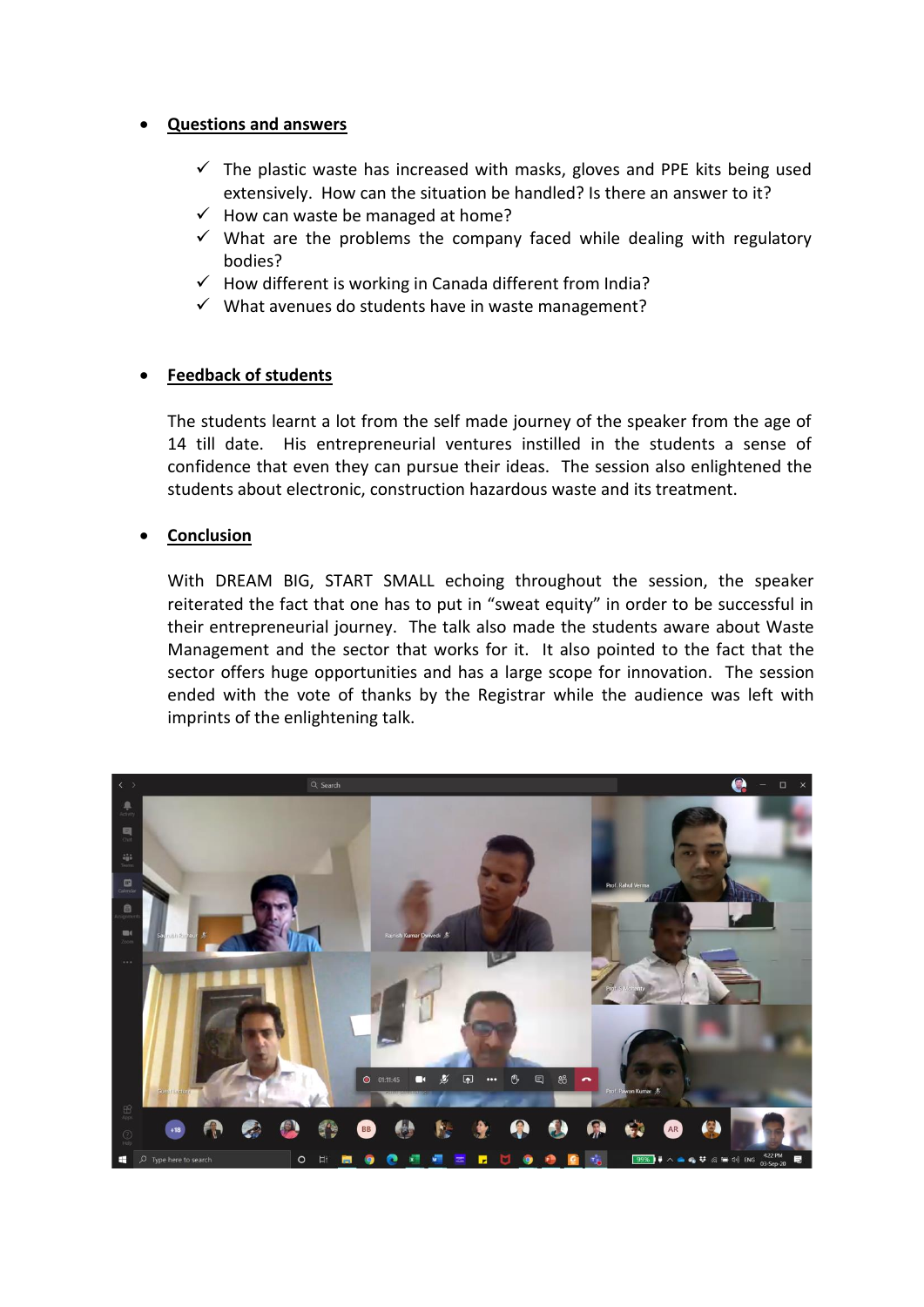- **Questions and answers**

  - ✓ The plastic waste has increased with masks, gloves and PPE kits being used extensively. How can the situation be handled? Is there an answer to it?
  - ✓ How can waste be managed at home?
  - ✓ What are the problems the company faced while dealing with regulatory bodies?
  - ✓ How different is working in Canada different from India?
  - ✓ What avenues do students have in waste management?

- **Feedback of students**

  The students learnt a lot from the self made journey of the speaker from the age of 14 till date. His entrepreneurial ventures instilled in the students a sense of confidence that even they can pursue their ideas. The session also enlightened the students about electronic, construction hazardous waste and its treatment.

- **Conclusion**

  With DREAM BIG, START SMALL echoing throughout the session, the speaker reiterated the fact that one has to put in "sweat equity" in order to be successful in their entrepreneurial journey. The talk also made the students aware about Waste Management and the sector that works for it. It also pointed to the fact that the sector offers huge opportunities and has a large scope for innovation. The session ended with the vote of thanks by the Registrar while the audience was left with imprints of the enlightening talk.